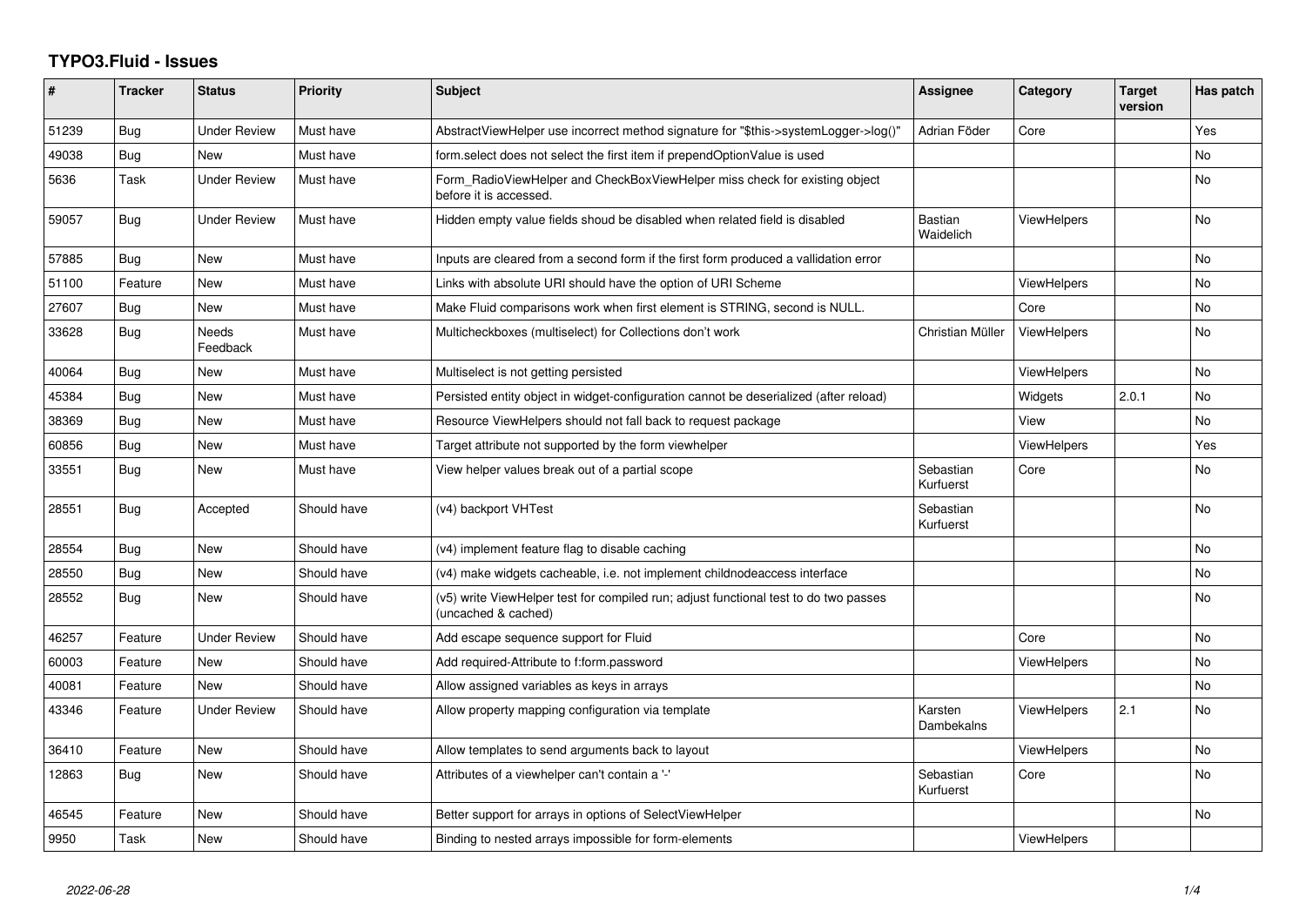# TYPO3.Fluid - Issues

| # | Tracker | Status | Priority | Subject | Assignee | Category | Target version | Has patch |
|---|---|---|---|---|---|---|---|---|
| 51239 | Bug | Under Review | Must have | AbstractViewHelper use incorrect method signature for "$this->systemLogger->log()" | Adrian Föder | Core | | Yes |
| 49038 | Bug | New | Must have | form.select does not select the first item if prependOptionValue is used | | | | No |
| 5636 | Task | Under Review | Must have | Form_RadioViewHelper and CheckBoxViewHelper miss check for existing object before it is accessed. | | | | No |
| 59057 | Bug | Under Review | Must have | Hidden empty value fields shoud be disabled when related field is disabled | Bastian Waidelich | ViewHelpers | | No |
| 57885 | Bug | New | Must have | Inputs are cleared from a second form if the first form produced a vallidation error | | | | No |
| 51100 | Feature | New | Must have | Links with absolute URI should have the option of URI Scheme | | ViewHelpers | | No |
| 27607 | Bug | New | Must have | Make Fluid comparisons work when first element is STRING, second is NULL. | | Core | | No |
| 33628 | Bug | Needs Feedback | Must have | Multicheckboxes (multiselect) for Collections don't work | Christian Müller | ViewHelpers | | No |
| 40064 | Bug | New | Must have | Multiselect is not getting persisted | | ViewHelpers | | No |
| 45384 | Bug | New | Must have | Persisted entity object in widget-configuration cannot be deserialized (after reload) | | Widgets | 2.0.1 | No |
| 38369 | Bug | New | Must have | Resource ViewHelpers should not fall back to request package | | View | | No |
| 60856 | Bug | New | Must have | Target attribute not supported by the form viewhelper | | ViewHelpers | | Yes |
| 33551 | Bug | New | Must have | View helper values break out of a partial scope | Sebastian Kurfuerst | Core | | No |
| 28551 | Bug | Accepted | Should have | (v4) backport VHTest | Sebastian Kurfuerst | | | No |
| 28554 | Bug | New | Should have | (v4) implement feature flag to disable caching | | | | No |
| 28550 | Bug | New | Should have | (v4) make widgets cacheable, i.e. not implement childnodeaccess interface | | | | No |
| 28552 | Bug | New | Should have | (v5) write ViewHelper test for compiled run; adjust functional test to do two passes (uncached & cached) | | | | No |
| 46257 | Feature | Under Review | Should have | Add escape sequence support for Fluid | | Core | | No |
| 60003 | Feature | New | Should have | Add required-Attribute to f:form.password | | ViewHelpers | | No |
| 40081 | Feature | New | Should have | Allow assigned variables as keys in arrays | | | | No |
| 43346 | Feature | Under Review | Should have | Allow property mapping configuration via template | Karsten Dambekalns | ViewHelpers | 2.1 | No |
| 36410 | Feature | New | Should have | Allow templates to send arguments back to layout | | ViewHelpers | | No |
| 12863 | Bug | New | Should have | Attributes of a viewhelper can't contain a '-' | Sebastian Kurfuerst | Core | | No |
| 46545 | Feature | New | Should have | Better support for arrays in options of SelectViewHelper | | | | No |
| 9950 | Task | New | Should have | Binding to nested arrays impossible for form-elements | | ViewHelpers | | |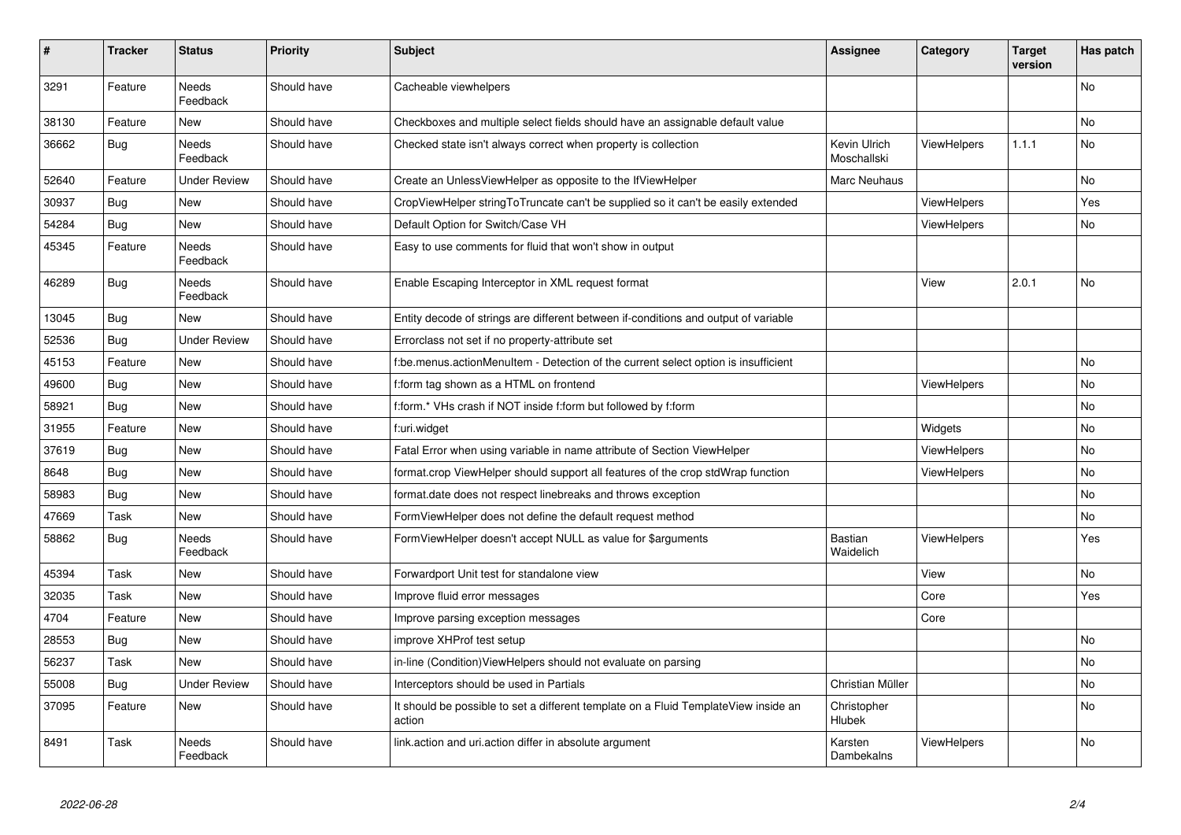| # | Tracker | Status | Priority | Subject | Assignee | Category | Target version | Has patch |
|---|---|---|---|---|---|---|---|---|
| 3291 | Feature | Needs Feedback | Should have | Cacheable viewhelpers | | | | No |
| 38130 | Feature | New | Should have | Checkboxes and multiple select fields should have an assignable default value | | | | No |
| 36662 | Bug | Needs Feedback | Should have | Checked state isn't always correct when property is collection | Kevin Ulrich Moschallski | ViewHelpers | 1.1.1 | No |
| 52640 | Feature | Under Review | Should have | Create an UnlessViewHelper as opposite to the IfViewHelper | Marc Neuhaus | | | No |
| 30937 | Bug | New | Should have | CropViewHelper stringToTruncate can't be supplied so it can't be easily extended | | ViewHelpers | | Yes |
| 54284 | Bug | New | Should have | Default Option for Switch/Case VH | | ViewHelpers | | No |
| 45345 | Feature | Needs Feedback | Should have | Easy to use comments for fluid that won't show in output | | | | |
| 46289 | Bug | Needs Feedback | Should have | Enable Escaping Interceptor in XML request format | | View | 2.0.1 | No |
| 13045 | Bug | New | Should have | Entity decode of strings are different between if-conditions and output of variable | | | | |
| 52536 | Bug | Under Review | Should have | Errorclass not set if no property-attribute set | | | | |
| 45153 | Feature | New | Should have | f:be.menus.actionMenuItem - Detection of the current select option is insufficient | | | | No |
| 49600 | Bug | New | Should have | f:form tag shown as a HTML on frontend | | ViewHelpers | | No |
| 58921 | Bug | New | Should have | f:form.* VHs crash if NOT inside f:form but followed by f:form | | | | No |
| 31955 | Feature | New | Should have | f:uri.widget | | Widgets | | No |
| 37619 | Bug | New | Should have | Fatal Error when using variable in name attribute of Section ViewHelper | | ViewHelpers | | No |
| 8648 | Bug | New | Should have | format.crop ViewHelper should support all features of the crop stdWrap function | | ViewHelpers | | No |
| 58983 | Bug | New | Should have | format.date does not respect linebreaks and throws exception | | | | No |
| 47669 | Task | New | Should have | FormViewHelper does not define the default request method | | | | No |
| 58862 | Bug | Needs Feedback | Should have | FormViewHelper doesn't accept NULL as value for $arguments | Bastian Waidelich | ViewHelpers | | Yes |
| 45394 | Task | New | Should have | Forwardport Unit test for standalone view | | View | | No |
| 32035 | Task | New | Should have | Improve fluid error messages | | Core | | Yes |
| 4704 | Feature | New | Should have | Improve parsing exception messages | | Core | | |
| 28553 | Bug | New | Should have | improve XHProf test setup | | | | No |
| 56237 | Task | New | Should have | in-line (Condition)ViewHelpers should not evaluate on parsing | | | | No |
| 55008 | Bug | Under Review | Should have | Interceptors should be used in Partials | Christian Müller | | | No |
| 37095 | Feature | New | Should have | It should be possible to set a different template on a Fluid TemplateView inside an action | Christopher Hlubek | | | No |
| 8491 | Task | Needs Feedback | Should have | link.action and uri.action differ in absolute argument | Karsten Dambekalns | ViewHelpers | | No |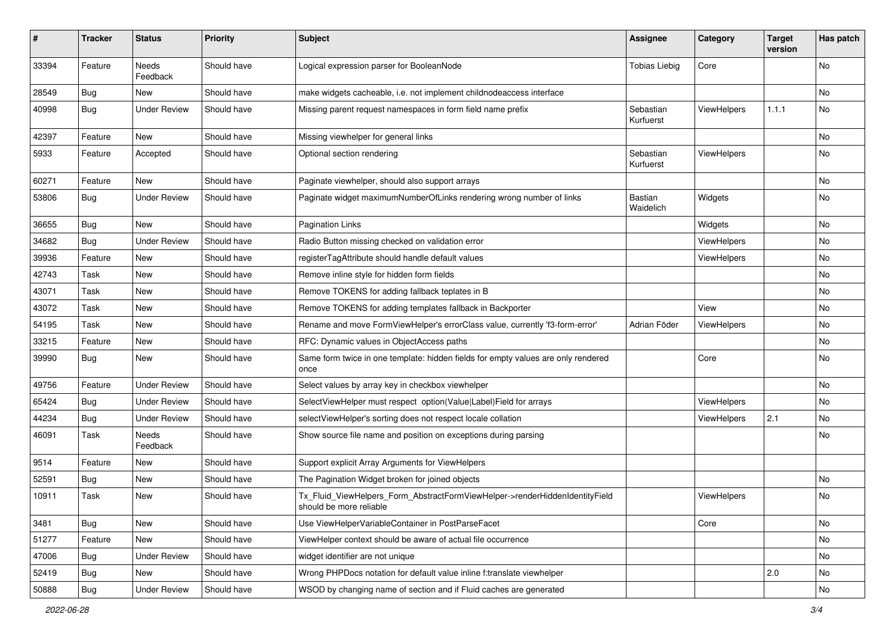| # | Tracker | Status | Priority | Subject | Assignee | Category | Target version | Has patch |
| --- | --- | --- | --- | --- | --- | --- | --- | --- |
| 33394 | Feature | Needs Feedback | Should have | Logical expression parser for BooleanNode | Tobias Liebig | Core | | No |
| 28549 | Bug | New | Should have | make widgets cacheable, i.e. not implement childnodeaccess interface | | | | No |
| 40998 | Bug | Under Review | Should have | Missing parent request namespaces in form field name prefix | Sebastian Kurfuerst | ViewHelpers | 1.1.1 | No |
| 42397 | Feature | New | Should have | Missing viewhelper for general links | | | | No |
| 5933 | Feature | Accepted | Should have | Optional section rendering | Sebastian Kurfuerst | ViewHelpers | | No |
| 60271 | Feature | New | Should have | Paginate viewhelper, should also support arrays | | | | No |
| 53806 | Bug | Under Review | Should have | Paginate widget maximumNumberOfLinks rendering wrong number of links | Bastian Waidelich | Widgets | | No |
| 36655 | Bug | New | Should have | Pagination Links | | Widgets | | No |
| 34682 | Bug | Under Review | Should have | Radio Button missing checked on validation error | | ViewHelpers | | No |
| 39936 | Feature | New | Should have | registerTagAttribute should handle default values | | ViewHelpers | | No |
| 42743 | Task | New | Should have | Remove inline style for hidden form fields | | | | No |
| 43071 | Task | New | Should have | Remove TOKENS for adding fallback teplates in B | | | | No |
| 43072 | Task | New | Should have | Remove TOKENS for adding templates fallback in Backporter | | View | | No |
| 54195 | Task | New | Should have | Rename and move FormViewHelper's errorClass value, currently 'f3-form-error' | Adrian Föder | ViewHelpers | | No |
| 33215 | Feature | New | Should have | RFC: Dynamic values in ObjectAccess paths | | | | No |
| 39990 | Bug | New | Should have | Same form twice in one template: hidden fields for empty values are only rendered once | | Core | | No |
| 49756 | Feature | Under Review | Should have | Select values by array key in checkbox viewhelper | | | | No |
| 65424 | Bug | Under Review | Should have | SelectViewHelper must respect option(Value\|Label)Field for arrays | | ViewHelpers | | No |
| 44234 | Bug | Under Review | Should have | selectViewHelper's sorting does not respect locale collation | | ViewHelpers | 2.1 | No |
| 46091 | Task | Needs Feedback | Should have | Show source file name and position on exceptions during parsing | | | | No |
| 9514 | Feature | New | Should have | Support explicit Array Arguments for ViewHelpers | | | | |
| 52591 | Bug | New | Should have | The Pagination Widget broken for joined objects | | | | No |
| 10911 | Task | New | Should have | Tx_Fluid_ViewHelpers_Form_AbstractFormViewHelper->renderHiddenIdentityField should be more reliable | | ViewHelpers | | No |
| 3481 | Bug | New | Should have | Use ViewHelperVariableContainer in PostParseFacet | | Core | | No |
| 51277 | Feature | New | Should have | ViewHelper context should be aware of actual file occurrence | | | | No |
| 47006 | Bug | Under Review | Should have | widget identifier are not unique | | | | No |
| 52419 | Bug | New | Should have | Wrong PHPDocs notation for default value inline f:translate viewhelper | | | 2.0 | No |
| 50888 | Bug | Under Review | Should have | WSOD by changing name of section and if Fluid caches are generated | | | | No |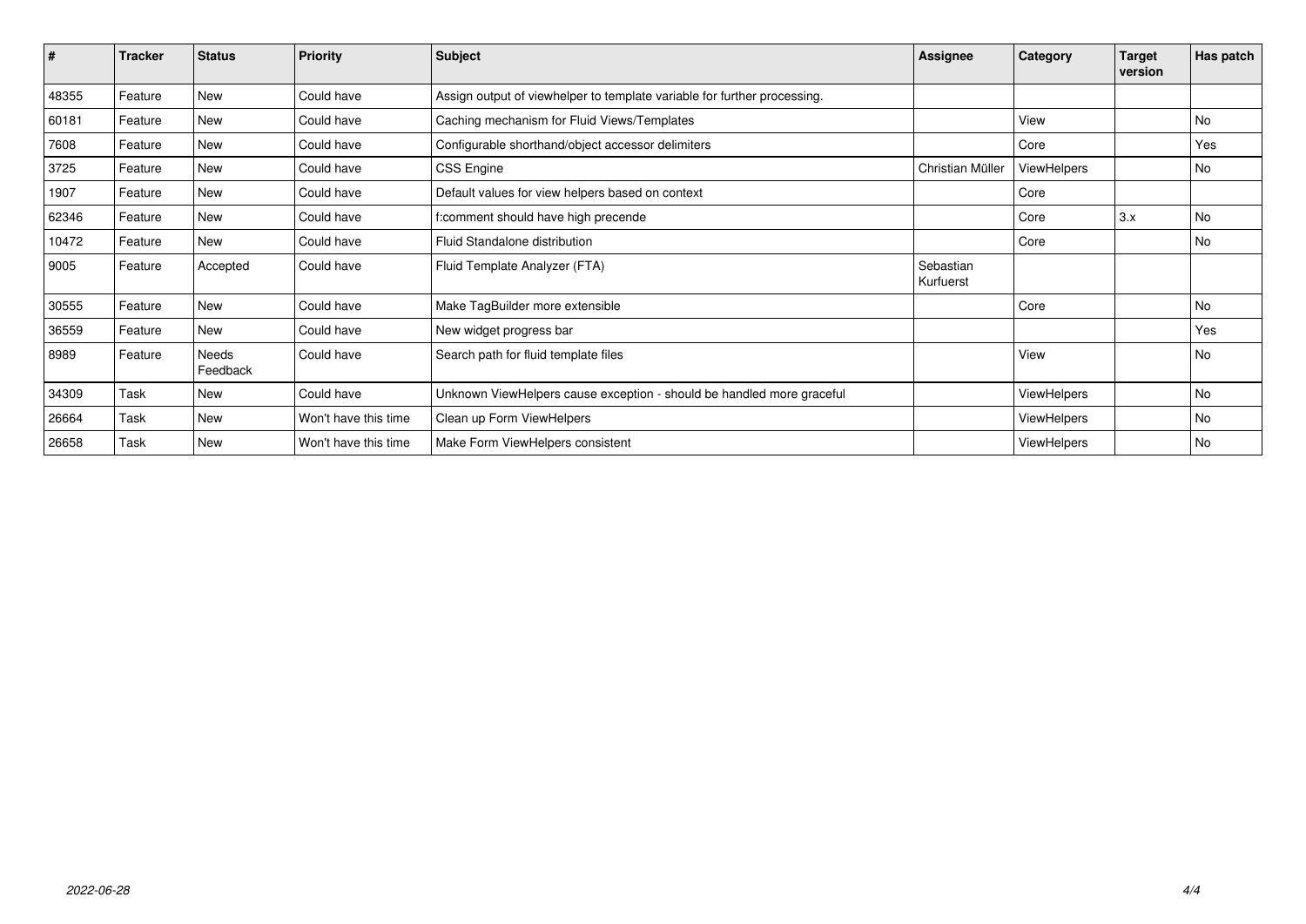| # | Tracker | Status | Priority | Subject | Assignee | Category | Target version | Has patch |
|---|---|---|---|---|---|---|---|---|
| 48355 | Feature | New | Could have | Assign output of viewhelper to template variable for further processing. | | | | |
| 60181 | Feature | New | Could have | Caching mechanism for Fluid Views/Templates | | View | | No |
| 7608 | Feature | New | Could have | Configurable shorthand/object accessor delimiters | | Core | | Yes |
| 3725 | Feature | New | Could have | CSS Engine | Christian Müller | ViewHelpers | | No |
| 1907 | Feature | New | Could have | Default values for view helpers based on context | | Core | | |
| 62346 | Feature | New | Could have | f:comment should have high precende | | Core | 3.x | No |
| 10472 | Feature | New | Could have | Fluid Standalone distribution | | Core | | No |
| 9005 | Feature | Accepted | Could have | Fluid Template Analyzer (FTA) | Sebastian Kurfuerst | | | |
| 30555 | Feature | New | Could have | Make TagBuilder more extensible | | Core | | No |
| 36559 | Feature | New | Could have | New widget progress bar | | | | Yes |
| 8989 | Feature | Needs Feedback | Could have | Search path for fluid template files | | View | | No |
| 34309 | Task | New | Could have | Unknown ViewHelpers cause exception - should be handled more graceful | | ViewHelpers | | No |
| 26664 | Task | New | Won't have this time | Clean up Form ViewHelpers | | ViewHelpers | | No |
| 26658 | Task | New | Won't have this time | Make Form ViewHelpers consistent | | ViewHelpers | | No |

2022-06-28